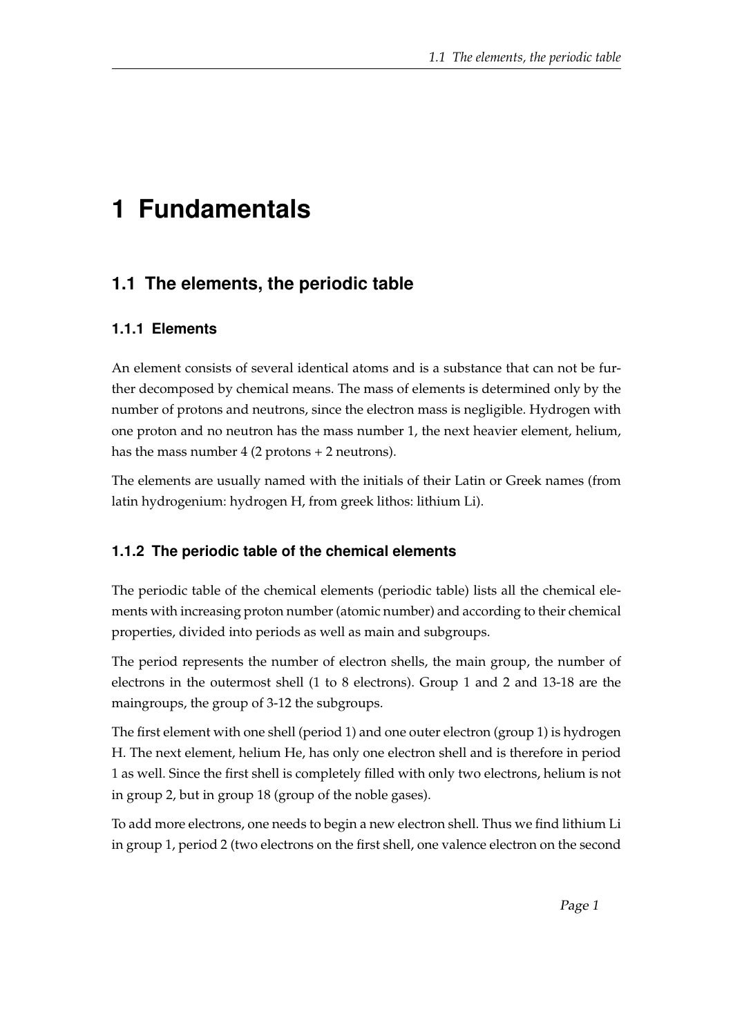# 1 Fundamentals

## 1.1 The elements, the periodic table

### 1.1.1 Elements

An element consists of several identical atoms and is a substance that can not be further decomposed by chemical means. The mass of elements is determined only by the number of protons and neutrons, since the electron mass is negligible. Hydrogen with one proton and no neutron has the mass number 1, the next heavier element, helium, has the mass number 4 (2 protons + 2 neutrons).

The elements are usually named with the initials of their Latin or Greek names (from latin hydrogenium: hydrogen H, from greek lithos: lithium Li).

### 1.1.2 The periodic table of the chemical elements

The periodic table of the chemical elements (periodic table) lists all the chemical elements with increasing proton number (atomic number) and according to their chemical properties, divided into periods as well as main and subgroups.

The period represents the number of electron shells, the main group, the number of electrons in the outermost shell (1 to 8 electrons). Group 1 and 2 and 13-18 are the maingroups, the group of 3-12 the subgroups.

The first element with one shell (period 1) and one outer electron (group 1) is hydrogen H. The next element, helium He, has only one electron shell and is therefore in period 1 as well. Since the first shell is completely filled with only two electrons, helium is not in group 2, but in group 18 (group of the noble gases).

To add more electrons, one needs to begin a new electron shell. Thus we find lithium Li in group 1, period 2 (two electrons on the first shell, one valence electron on the second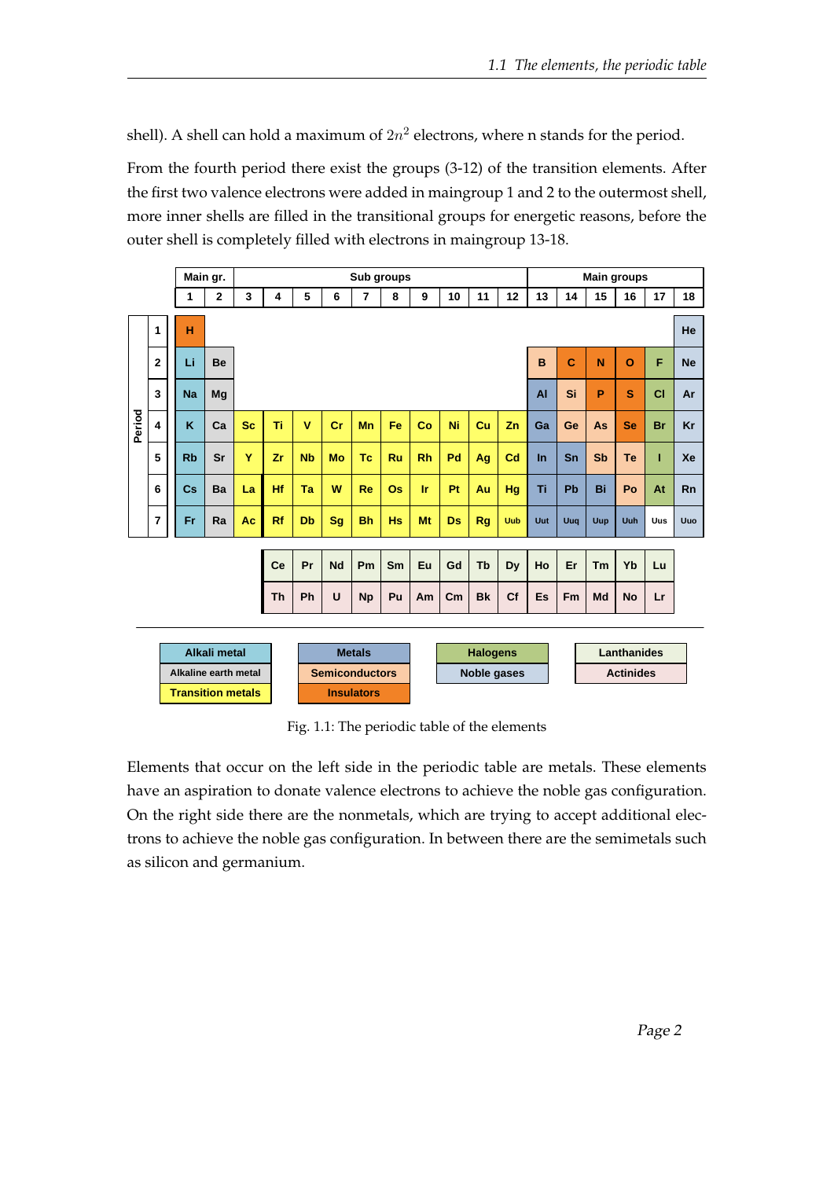shell). A shell can hold a maximum of $2n^2$ electrons, where n stands for the period.

From the fourth period there exist the groups (3-12) of the transition elements. After the first two valence electrons were added in maingroup 1 and 2 to the outermost shell, more inner shells are filled in the transitional groups for energetic reasons, before the outer shell is completely filled with electrons in maingroup 13-18.

| Period | Main gr. | | Sub groups | | | | | | | | | | Main groups | | | | | |
|---|---|---|---|---|---|---|---|---|---|---|---|---|---|---|---|---|---|---|
| | 1 | 2 | 3 | 4 | 5 | 6 | 7 | 8 | 9 | 10 | 11 | 12 | 13 | 14 | 15 | 16 | 17 | 18 |
| 1 | H | | | | | | | | | | | | | | | | | He |
| 2 | Li | Be | | | | | | | | | | | B | C | N | O | F | Ne |
| 3 | Na | Mg | | | | | | | | | | | Al | Si | P | S | Cl | Ar |
| 4 | K | Ca | Sc | Ti | V | Cr | Mn | Fe | Co | Ni | Cu | Zn | Ga | Ge | As | Se | Br | Kr |
| 5 | Rb | Sr | Y | Zr | Nb | Mo | Tc | Ru | Rh | Pd | Ag | Cd | In | Sn | Sb | Te | I | Xe |
| 6 | Cs | Ba | La | Hf | Ta | W | Re | Os | Ir | Pt | Au | Hg | Ti | Pb | Bi | Po | At | Rn |
| 7 | Fr | Ra | Ac | Rf | Db | Sg | Bh | Hs | Mt | Ds | Rg | Uub | Uut | Uuq | Uup | Uuh | Uus | Uuo |
| | | | | Ce | Pr | Nd | Pm | Sm | Eu | Gd | Tb | Dy | Ho | Er | Tm | Yb | Lu | |
| | | | | Th | Ph | U | Np | Pu | Am | Cm | Bk | Cf | Es | Fm | Md | No | Lr | |

| | | | |
|---|---|---|---|
| Alkali metal | Metals | Halogens | Lanthanides |
| Alkaline earth metal | Semiconductors | Noble gases | Actinides |
| Transition metals | Insulators | | |

Fig. 1.1: The periodic table of the elements

Elements that occur on the left side in the periodic table are metals. These elements have an aspiration to donate valence electrons to achieve the noble gas configuration. On the right side there are the nonmetals, which are trying to accept additional electrons to achieve the noble gas configuration. In between there are the semimetals such as silicon and germanium.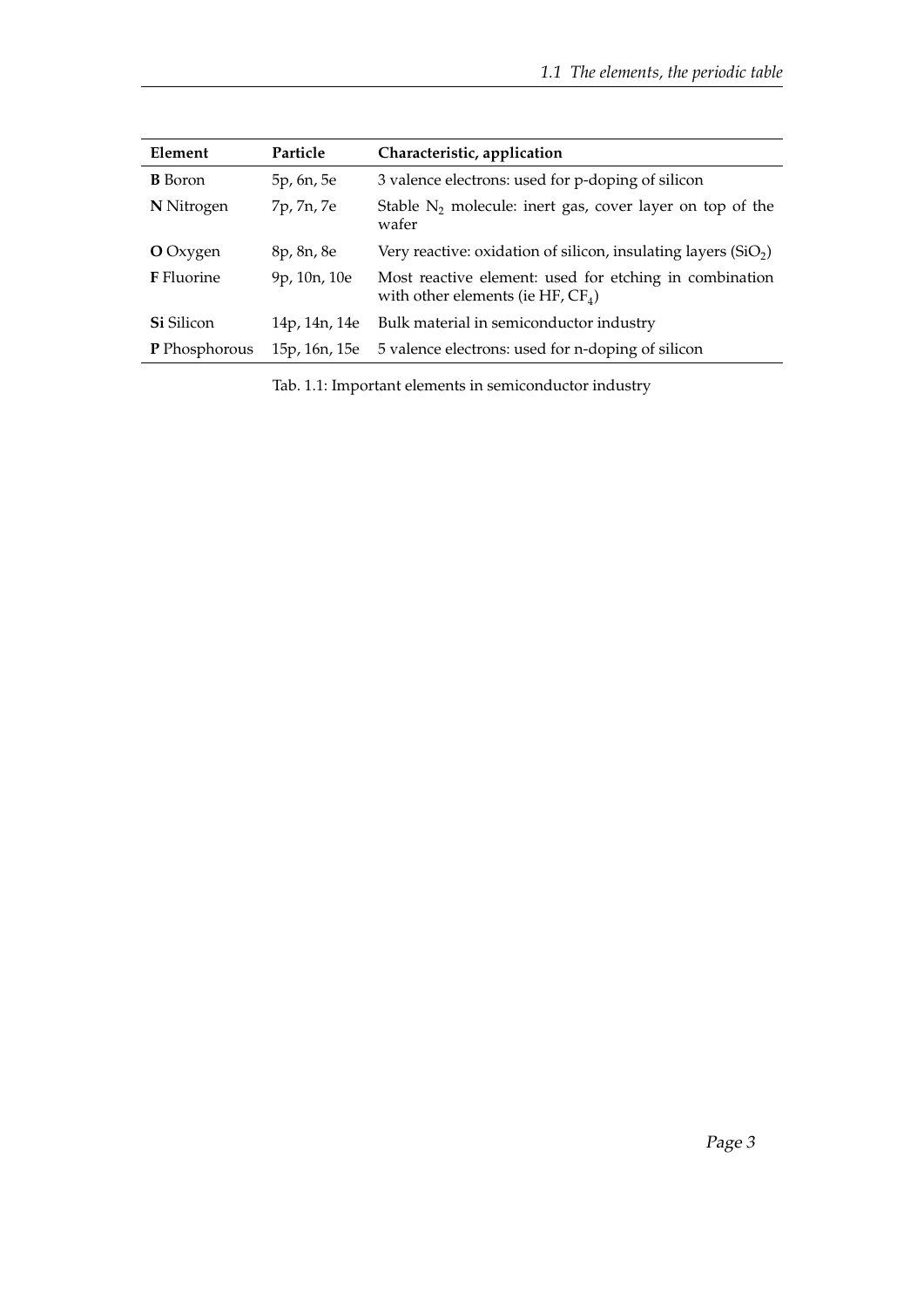| Element | Particle | Characteristic, application |
|---|---|---|
| **B** Boron | 5p, 6n, 5e | 3 valence electrons: used for p-doping of silicon |
| **N** Nitrogen | 7p, 7n, 7e | Stable $N_2$ molecule: inert gas, cover layer on top of the wafer |
| **O** Oxygen | 8p, 8n, 8e | Very reactive: oxidation of silicon, insulating layers ($SiO_2$) |
| **F** Fluorine | 9p, 10n, 10e | Most reactive element: used for etching in combination with other elements (ie HF, $CF_4$) |
| **Si** Silicon | 14p, 14n, 14e | Bulk material in semiconductor industry |
| **P** Phosphorous | 15p, 16n, 15e | 5 valence electrons: used for n-doping of silicon |

Tab. 1.1: Important elements in semiconductor industry